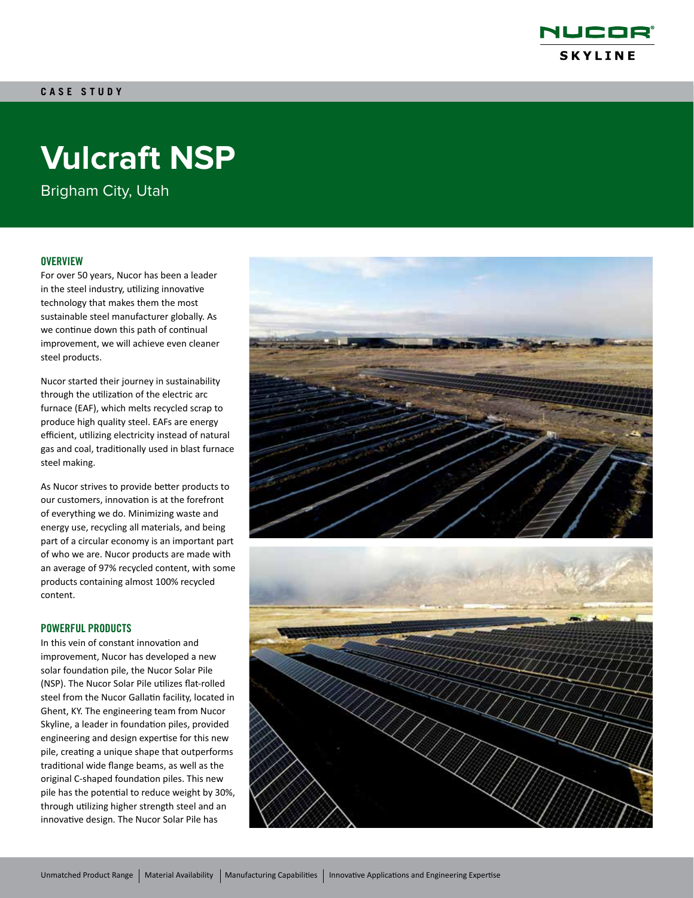CASE STUDY

# Vulcraft NSP

Brigham City, Utah

## OVERVIEW

For over 50 years, Nucor has been a leader in the steel industry, utilizing innovative technology that makes them the most sustainable steel manufacturer globally. As we continue down this path of continual improvement, we will achieve even cleaner steel products.

Nucor started their journey in sustainability through the utilization of the electric arc furnace (EAF), which melts recycled scrap to produce high quality steel. EAFs are energy efficient, utilizing electricity instead of natural gas and coal, traditionally used in blast furnace steel making.

As Nucor strives to provide better products to our customers, innovation is at the forefront of everything we do. Minimizing waste and energy use, recycling all materials, and being part of a circular economy is an important part of who we are. Nucor products are made with an average of 97% recycled content, with some products containing almost 100% recycled content.

## POWERFUL PRODUCTS

In this vein of constant innovation and improvement, Nucor has developed a new solar foundation pile, the Nucor Solar Pile (NSP). The Nucor Solar Pile utilizes flat-rolled steel from the Nucor Gallatin facility, located in Ghent, KY. The engineering team from Nucor Skyline, a leader in foundation piles, provided engineering and design expertise for this new pile, creating a unique shape that outperforms traditional wide flange beams, as well as the original C-shaped foundation piles. This new pile has the potential to reduce weight by 30%, through utilizing higher strength steel and an innovative design. The Nucor Solar Pile has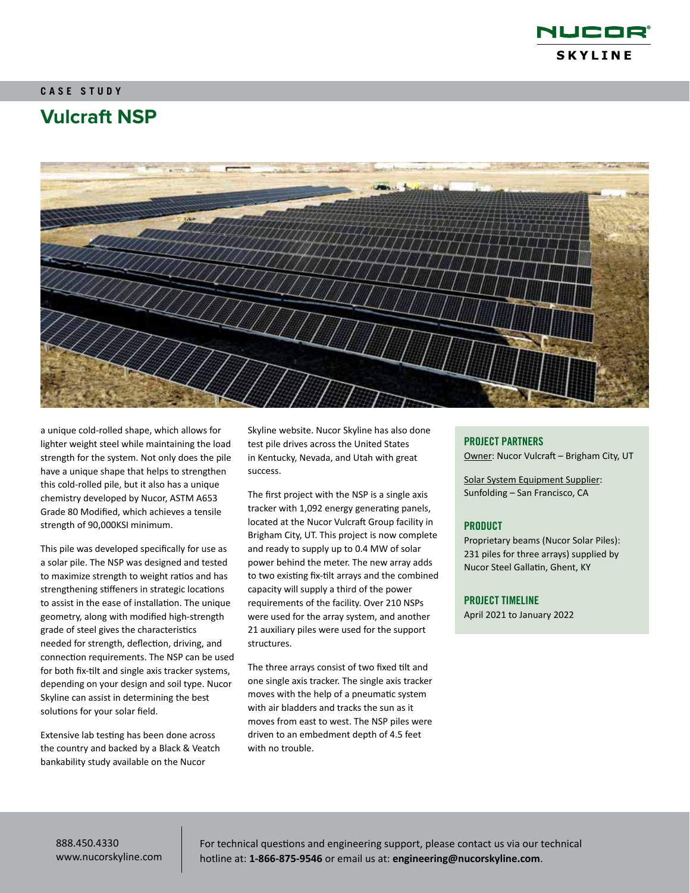# Vulcraft NSP

a unique cold-rolled shape, which allows for lighter weight steel while maintaining the load strength for the system. Not only does the pile have a unique shape that helps to strengthen this cold-rolled pile, but it also has a unique chemistry developed by Nucor, ASTM A653 Grade 80 Modified, which achieves a tensile strength of 90,000KSI minimum.

This pile was developed specifically for use as a solar pile. The NSP was designed and tested to maximize strength to weight ratios and has strengthening stiffeners in strategic locations to assist in the ease of installation. The unique geometry, along with modified high-strength grade of steel gives the characteristics needed for strength, deflection, driving, and connection requirements. The NSP can be used for both fix-tilt and single axis tracker systems, depending on your design and soil type. Nucor Skyline can assist in determining the best solutions for your solar field.

Extensive lab testing has been done across the country and backed by a Black & Veatch bankability study available on the Nucor Skyline website. Nucor Skyline has also done test pile drives across the United States in Kentucky, Nevada, and Utah with great success.

The first project with the NSP is a single axis tracker with 1,092 energy generating panels, located at the Nucor Vulcraft Group facility in Brigham City, UT. This project is now complete and ready to supply up to 0.4 MW of solar power behind the meter. The new array adds to two existing fix-tilt arrays and the combined capacity will supply a third of the power requirements of the facility. Over 210 NSPs were used for the array system, and another 21 auxiliary piles were used for the support structures.

The three arrays consist of two fixed tilt and one single axis tracker. The single axis tracker moves with the help of a pneumatic system with air bladders and tracks the sun as it moves from east to west. The NSP piles were driven to an embedment depth of 4.5 feet with no trouble.

## PROJECT PARTNERS

Owner: Nucor Vulcraft – Brigham City, UT

Solar System Equipment Supplier: Sunfolding – San Francisco, CA

## PRODUCT

Proprietary beams (Nucor Solar Piles): 231 piles for three arrays) supplied by Nucor Steel Gallatin, Ghent, KY

## PROJECT TIMELINE

April 2021 to January 2022

888.450.4330
www.nucorskyline.com

For technical questions and engineering support, please contact us via our technical hotline at: **1-866-875-9546** or email us at: **engineering@nucorskyline.com**.